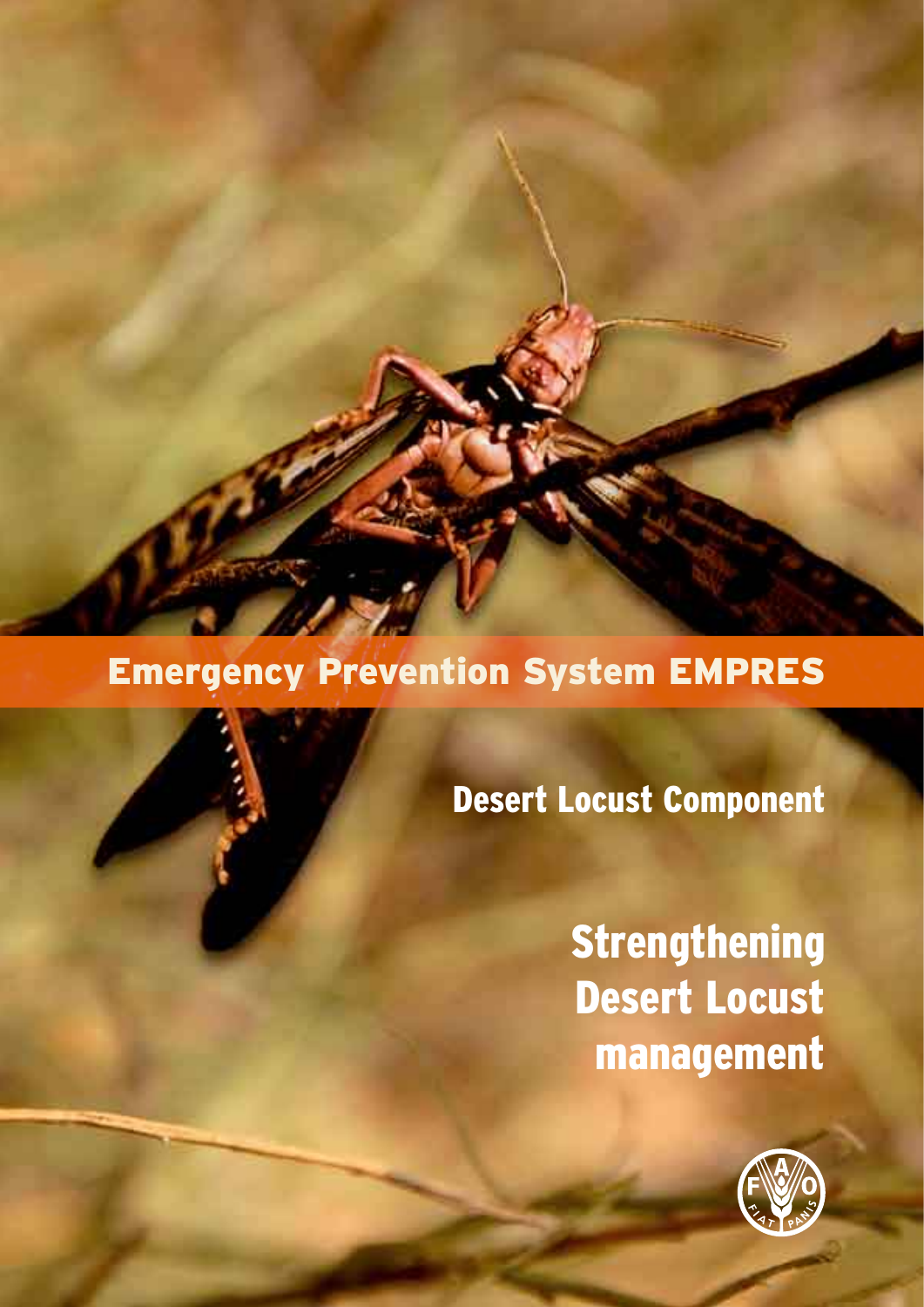# Emergency Prevention System EMPRES

## Desert Locust Component

# Strengthening Desert Locust management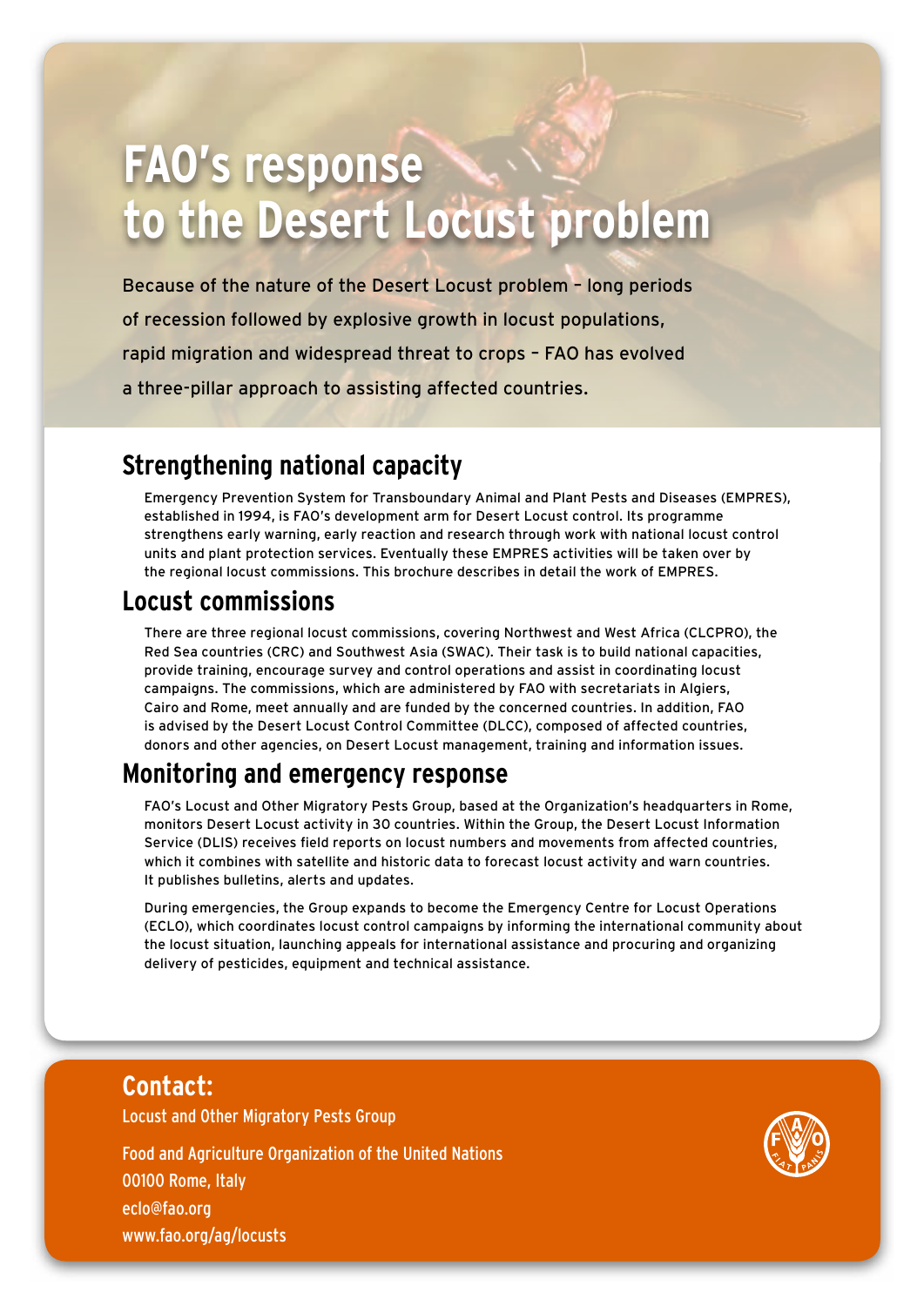# FAO's response to the Desert Locust problem

Because of the nature of the Desert Locust problem – long periods of recession followed by explosive growth in locust populations, rapid migration and widespread threat to crops – FAO has evolved a three-pillar approach to assisting affected countries.

## Strengthening national capacity

Emergency Prevention System for Transboundary Animal and Plant Pests and Diseases (EMPRES), established in 1994, is FAO's development arm for Desert Locust control. Its programme strengthens early warning, early reaction and research through work with national locust control units and plant protection services. Eventually these EMPRES activities will be taken over by the regional locust commissions. This brochure describes in detail the work of EMPRES.

## Locust commissions

There are three regional locust commissions, covering Northwest and West Africa (CLCPRO), the Red Sea countries (CRC) and Southwest Asia (SWAC). Their task is to build national capacities, provide training, encourage survey and control operations and assist in coordinating locust campaigns. The commissions, which are administered by FAO with secretariats in Algiers, Cairo and Rome, meet annually and are funded by the concerned countries. In addition, FAO is advised by the Desert Locust Control Committee (DLCC), composed of affected countries, donors and other agencies, on Desert Locust management, training and information issues.

## Monitoring and emergency response

FAO's Locust and Other Migratory Pests Group, based at the Organization's headquarters in Rome, monitors Desert Locust activity in 30 countries. Within the Group, the Desert Locust Information Service (DLIS) receives field reports on locust numbers and movements from affected countries, which it combines with satellite and historic data to forecast locust activity and warn countries. It publishes bulletins, alerts and updates.

During emergencies, the Group expands to become the Emergency Centre for Locust Operations (ECLO), which coordinates locust control campaigns by informing the international community about the locust situation, launching appeals for international assistance and procuring and organizing delivery of pesticides, equipment and technical assistance.

## Contact:

Locust and Other Migratory Pests Group

Food and Agriculture Organization of the United Nations
00100 Rome, Italy
eclo@fao.org
www.fao.org/ag/locusts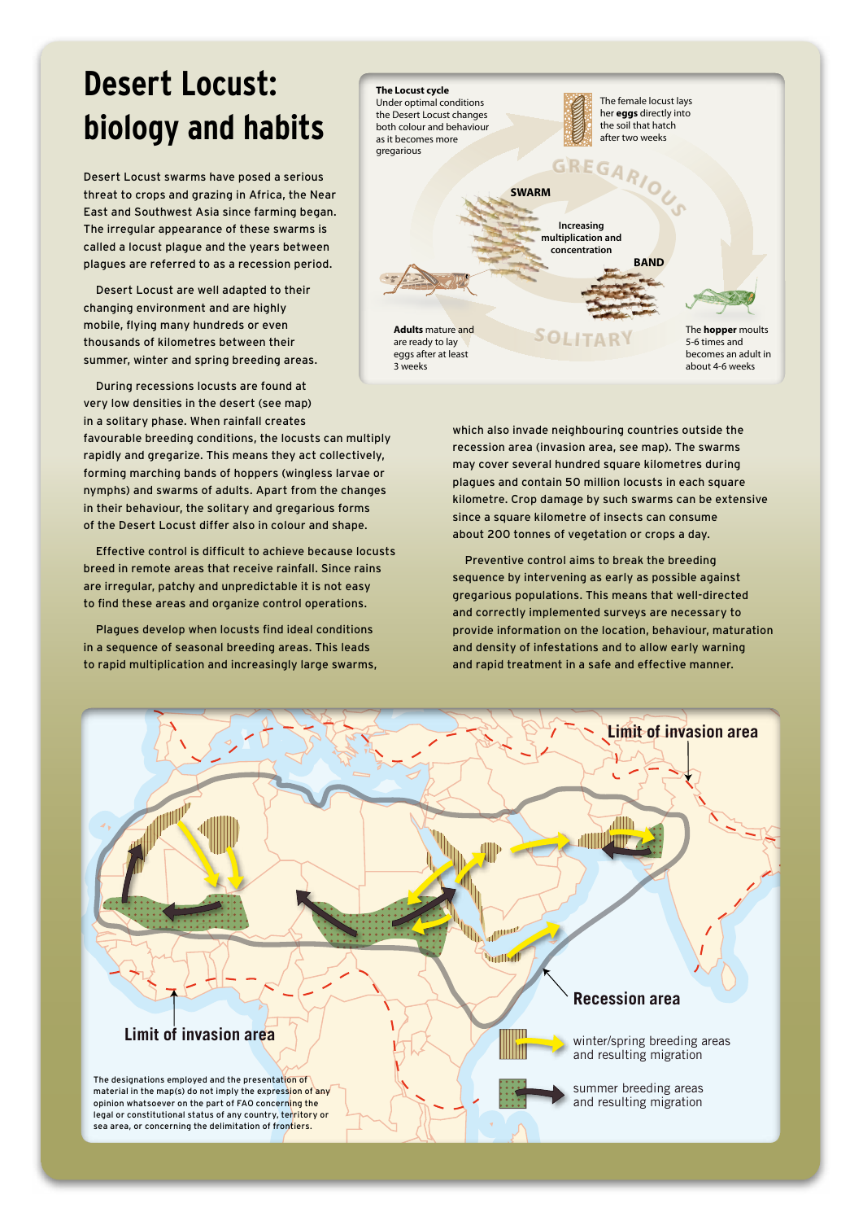# Desert Locust: biology and habits

Desert Locust swarms have posed a serious threat to crops and grazing in Africa, the Near East and Southwest Asia since farming began. The irregular appearance of these swarms is called a locust plague and the years between plagues are referred to as a recession period.

Desert Locust are well adapted to their changing environment and are highly mobile, flying many hundreds or even thousands of kilometres between their summer, winter and spring breeding areas.

During recessions locusts are found at very low densities in the desert (see map) in a solitary phase. When rainfall creates favourable breeding conditions, the locusts can multiply rapidly and gregarize. This means they act collectively, forming marching bands of hoppers (wingless larvae or nymphs) and swarms of adults. Apart from the changes in their behaviour, the solitary and gregarious forms of the Desert Locust differ also in colour and shape.

Effective control is difficult to achieve because locusts breed in remote areas that receive rainfall. Since rains are irregular, patchy and unpredictable it is not easy to find these areas and organize control operations.

Plagues develop when locusts find ideal conditions in a sequence of seasonal breeding areas. This leads to rapid multiplication and increasingly large swarms, which also invade neighbouring countries outside the recession area (invasion area, see map). The swarms may cover several hundred square kilometres during plagues and contain 50 million locusts in each square kilometre. Crop damage by such swarms can be extensive since a square kilometre of insects can consume about 200 tonnes of vegetation or crops a day.

Preventive control aims to break the breeding sequence by intervening as early as possible against gregarious populations. This means that well-directed and correctly implemented surveys are necessary to provide information on the location, behaviour, maturation and density of infestations and to allow early warning and rapid treatment in a safe and effective manner.

**The Locust cycle**
Under optimal conditions the Desert Locust changes both colour and behaviour as it becomes more gregarious

The female locust lays her **eggs** directly into the soil that hatch after two weeks

GREGARIOUS

SWARM

Increasing multiplication and concentration

BAND

SOLITARY

**Adults** mature and are ready to lay eggs after at least 3 weeks

The **hopper** moults 5-6 times and becomes an adult in about 4-6 weeks

Limit of invasion area

Recession area

Limit of invasion area

winter/spring breeding areas and resulting migration

summer breeding areas and resulting migration

The designations employed and the presentation of material in the map(s) do not imply the expression of any opinion whatsoever on the part of FAO concerning the legal or constitutional status of any country, territory or sea area, or concerning the delimitation of frontiers.